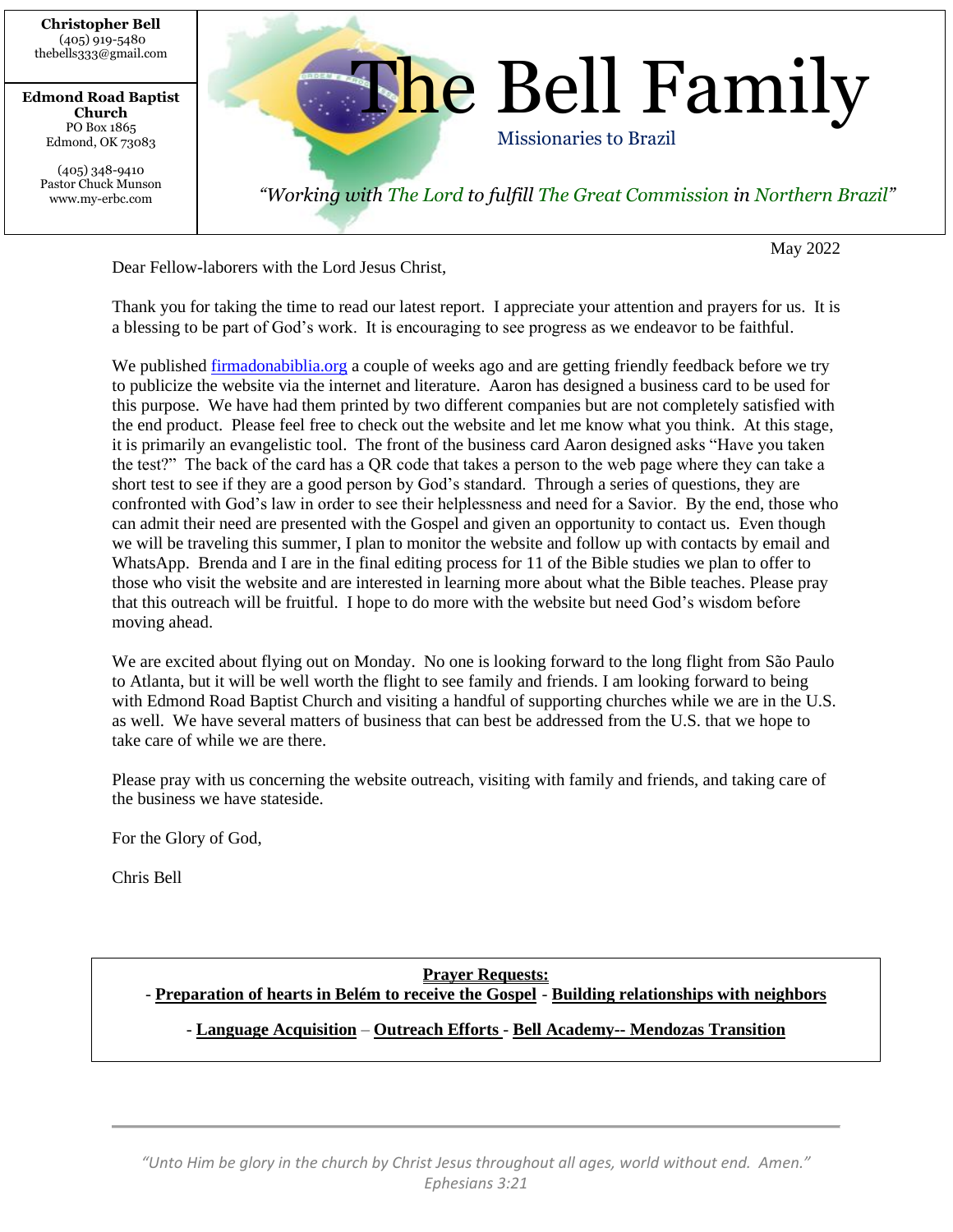**Christopher Bell**
(405) 919-5480
thebells333@gmail.com

**Edmond Road Baptist Church**
PO Box 1865
Edmond, OK 73083

(405) 348-9410
Pastor Chuck Munson
www.my-erbc.com

# The Bell Family

Missionaries to Brazil

*"Working with The Lord to fulfill The Great Commission in Northern Brazil"*

May 2022

Dear Fellow-laborers with the Lord Jesus Christ,

Thank you for taking the time to read our latest report. I appreciate your attention and prayers for us. It is a blessing to be part of God's work. It is encouraging to see progress as we endeavor to be faithful.

We published [firmadonabiblia.org](firmadonabiblia.org) a couple of weeks ago and are getting friendly feedback before we try to publicize the website via the internet and literature. Aaron has designed a business card to be used for this purpose. We have had them printed by two different companies but are not completely satisfied with the end product. Please feel free to check out the website and let me know what you think. At this stage, it is primarily an evangelistic tool. The front of the business card Aaron designed asks "Have you taken the test?" The back of the card has a QR code that takes a person to the web page where they can take a short test to see if they are a good person by God's standard. Through a series of questions, they are confronted with God's law in order to see their helplessness and need for a Savior. By the end, those who can admit their need are presented with the Gospel and given an opportunity to contact us. Even though we will be traveling this summer, I plan to monitor the website and follow up with contacts by email and WhatsApp. Brenda and I are in the final editing process for 11 of the Bible studies we plan to offer to those who visit the website and are interested in learning more about what the Bible teaches. Please pray that this outreach will be fruitful. I hope to do more with the website but need God's wisdom before moving ahead.

We are excited about flying out on Monday. No one is looking forward to the long flight from São Paulo to Atlanta, but it will be well worth the flight to see family and friends. I am looking forward to being with Edmond Road Baptist Church and visiting a handful of supporting churches while we are in the U.S. as well. We have several matters of business that can best be addressed from the U.S. that we hope to take care of while we are there.

Please pray with us concerning the website outreach, visiting with family and friends, and taking care of the business we have stateside.

For the Glory of God,

Chris Bell

**Prayer Requests:**

- **Preparation of hearts in Belém to receive the Gospel** - **Building relationships with neighbors**

- **Language Acquisition** – **Outreach Efforts** - **Bell Academy-- Mendozas Transition**

*"Unto Him be glory in the church by Christ Jesus throughout all ages, world without end. Amen."*
*Ephesians 3:21*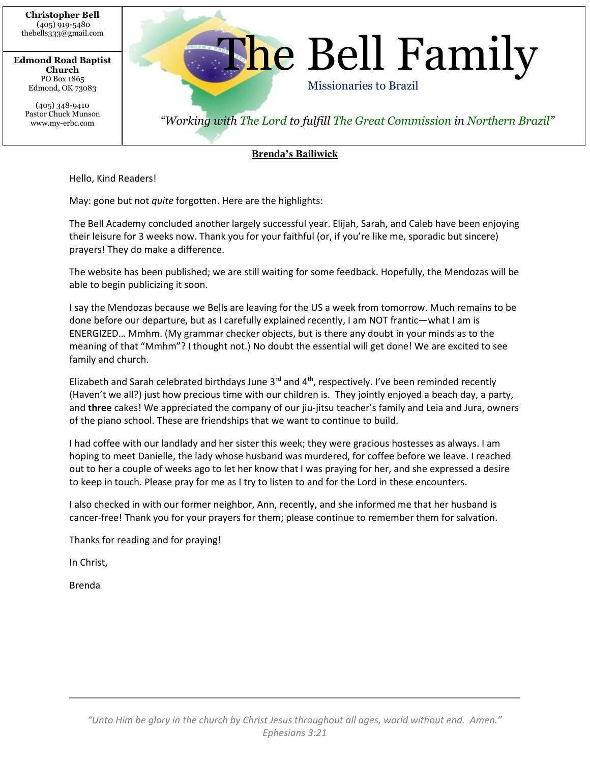**Christopher Bell**
(405) 919-5480
thebells333@gmail.com

**Edmond Road Baptist Church**
PO Box 1865
Edmond, OK 73083

(405) 348-9410
Pastor Chuck Munson
www.my-erbc.com

# The Bell Family

Missionaries to Brazil

*"Working with The Lord to fulfill The Great Commission in Northern Brazil"*

## Brenda's Bailiwick

Hello, Kind Readers!

May: gone but not *quite* forgotten. Here are the highlights:

The Bell Academy concluded another largely successful year. Elijah, Sarah, and Caleb have been enjoying their leisure for 3 weeks now. Thank you for your faithful (or, if you're like me, sporadic but sincere) prayers! They do make a difference.

The website has been published; we are still waiting for some feedback. Hopefully, the Mendozas will be able to begin publicizing it soon.

I say the Mendozas because we Bells are leaving for the US a week from tomorrow. Much remains to be done before our departure, but as I carefully explained recently, I am NOT frantic—what I am is ENERGIZED… Mmhm. (My grammar checker objects, but is there any doubt in your minds as to the meaning of that "Mmhm"? I thought not.) No doubt the essential will get done! We are excited to see family and church.

Elizabeth and Sarah celebrated birthdays June 3rd and 4th, respectively. I've been reminded recently (Haven't we all?) just how precious time with our children is. They jointly enjoyed a beach day, a party, and **three** cakes! We appreciated the company of our jiu-jitsu teacher's family and Leia and Jura, owners of the piano school. These are friendships that we want to continue to build.

I had coffee with our landlady and her sister this week; they were gracious hostesses as always. I am hoping to meet Danielle, the lady whose husband was murdered, for coffee before we leave. I reached out to her a couple of weeks ago to let her know that I was praying for her, and she expressed a desire to keep in touch. Please pray for me as I try to listen to and for the Lord in these encounters.

I also checked in with our former neighbor, Ann, recently, and she informed me that her husband is cancer-free! Thank you for your prayers for them; please continue to remember them for salvation.

Thanks for reading and for praying!

In Christ,

Brenda

---

*"Unto Him be glory in the church by Christ Jesus throughout all ages, world without end. Amen."*
*Ephesians 3:21*